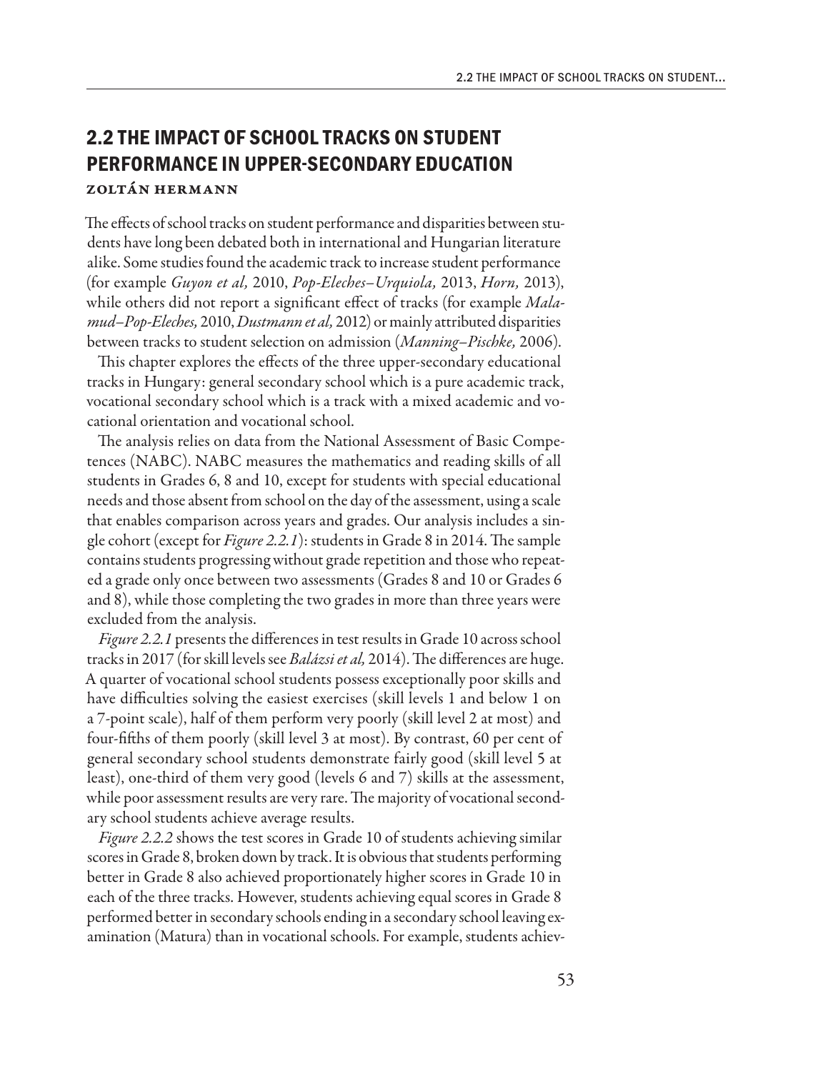## 2.2 THE IMPACT OF SCHOOL TRACKS ON STUDENT PERFORMANCE IN UPPER-SECONDARY EDUCATION

**Zoltán Hermann**

The effects of school tracks on student performance and disparities between students have long been debated both in international and Hungarian literature alike. Some studies found the academic track to increase student performance (for example *Guyon et al,* 2010, *Pop-Eleches–Urquiola,* 2013, *Horn,* 2013), while others did not report a significant effect of tracks (for example *Malamud–Pop-Eleches,* 2010, *Dustmann et al,* 2012) or mainly attributed disparities between tracks to student selection on admission (*Manning–Pischke,* 2006).

This chapter explores the effects of the three upper-secondary educational tracks in Hungary: general secondary school which is a pure academic track, vocational secondary school which is a track with a mixed academic and vocational orientation and vocational school.

The analysis relies on data from the National Assessment of Basic Competences (NABC). NABC measures the mathematics and reading skills of all students in Grades 6, 8 and 10, except for students with special educational needs and those absent from school on the day of the assessment, using a scale that enables comparison across years and grades. Our analysis includes a single cohort (except for *Figure 2.2.1*): students in Grade 8 in 2014. The sample contains students progressing without grade repetition and those who repeated a grade only once between two assessments (Grades 8 and 10 or Grades 6 and 8), while those completing the two grades in more than three years were excluded from the analysis.

*Figure 2.2.1* presents the differences in test results in Grade 10 across school tracks in 2017 (for skill levels see *Balázsi et al,* 2014). The differences are huge. A quarter of vocational school students possess exceptionally poor skills and have difficulties solving the easiest exercises (skill levels 1 and below 1 on a 7-point scale), half of them perform very poorly (skill level 2 at most) and four-fifths of them poorly (skill level 3 at most). By contrast, 60 per cent of general secondary school students demonstrate fairly good (skill level 5 at least), one-third of them very good (levels 6 and 7) skills at the assessment, while poor assessment results are very rare. The majority of vocational secondary school students achieve average results.

*Figure 2.2.2* shows the test scores in Grade 10 of students achieving similar scores in Grade 8, broken down by track. It is obvious that students performing better in Grade 8 also achieved proportionately higher scores in Grade 10 in each of the three tracks. However, students achieving equal scores in Grade 8 performed better in secondary schools ending in a secondary school leaving examination (Matura) than in vocational schools. For example, students achiev-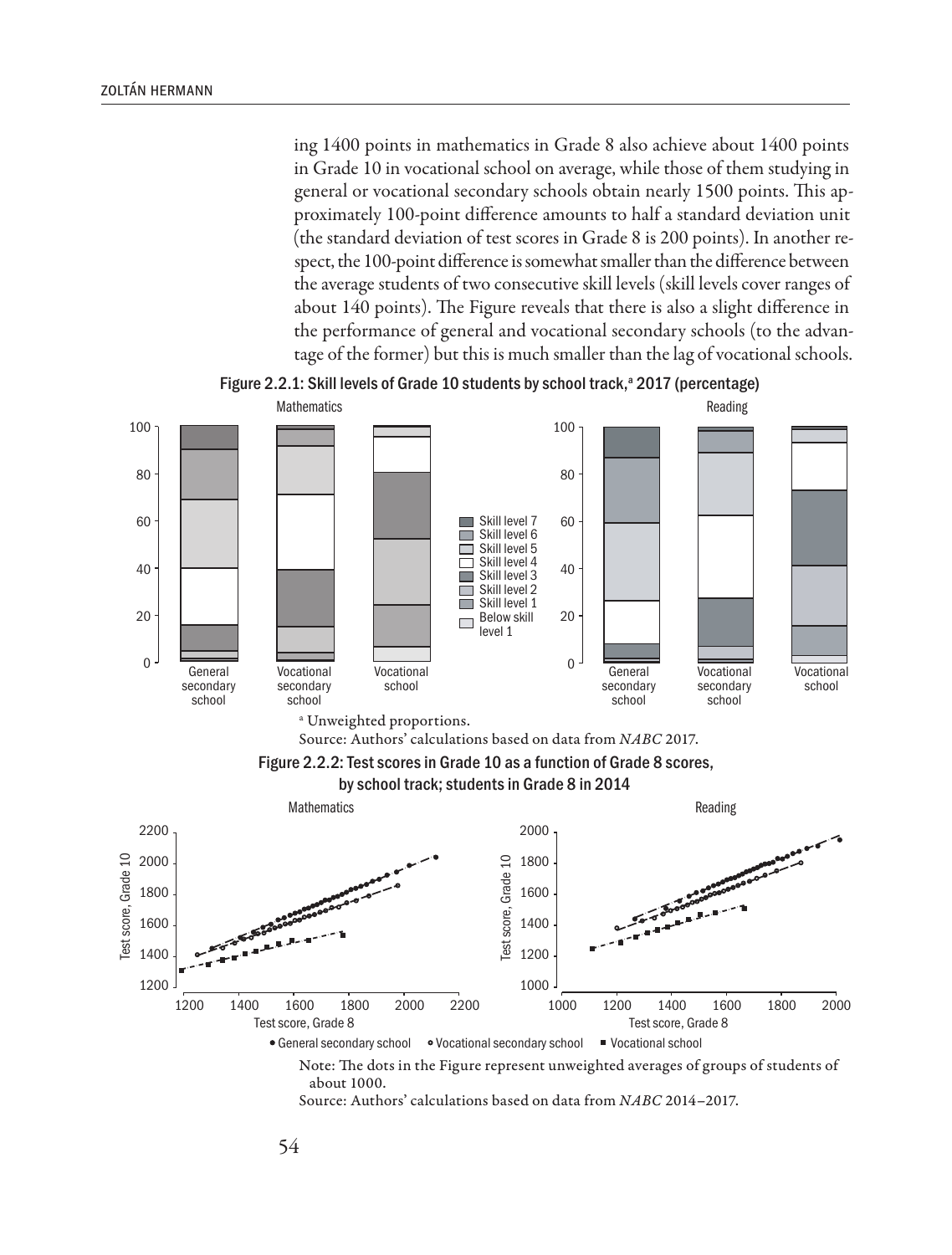ing 1400 points in mathematics in Grade 8 also achieve about 1400 points in Grade 10 in vocational school on average, while those of them studying in general or vocational secondary schools obtain nearly 1500 points. This approximately 100-point difference amounts to half a standard deviation unit (the standard deviation of test scores in Grade 8 is 200 points). In another respect, the 100-point difference is somewhat smaller than the difference between the average students of two consecutive skill levels (skill levels cover ranges of about 140 points). The Figure reveals that there is also a slight difference in the performance of general and vocational secondary schools (to the advantage of the former) but this is much smaller than the lag of vocational schools.

Figure 2.2.1: Skill levels of Grade 10 students by school track,[a] 2017 (percentage)

[a] Unweighted proportions.

Source: Authors' calculations based on data from *NABC* 2017.

Figure 2.2.2: Test scores in Grade 10 as a function of Grade 8 scores, by school track; students in Grade 8 in 2014

Note: The dots in the Figure represent unweighted averages of groups of students of about 1000.

Source: Authors' calculations based on data from *NABC* 2014–2017.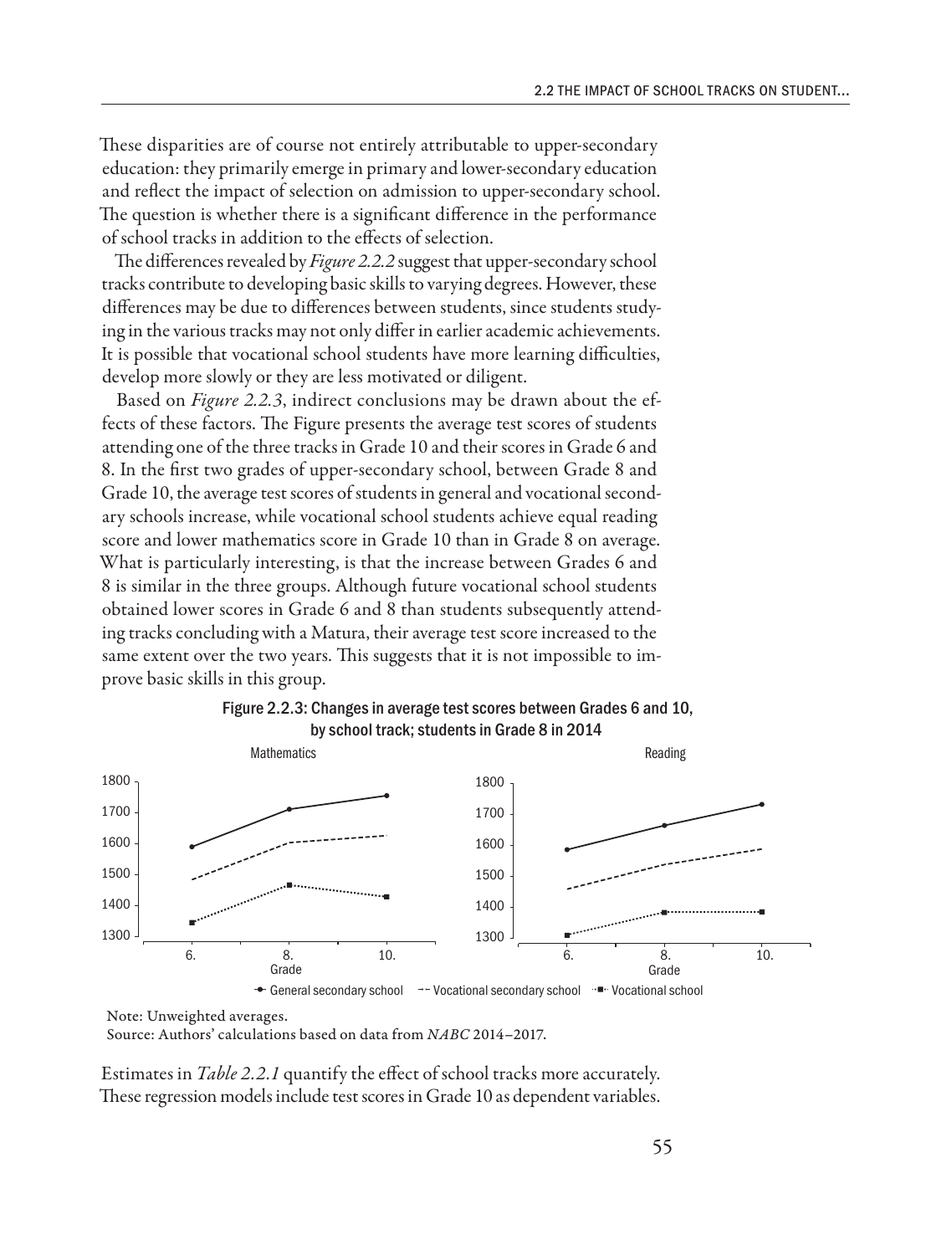These disparities are of course not entirely attributable to upper-secondary education: they primarily emerge in primary and lower-secondary education and reflect the impact of selection on admission to upper-secondary school. The question is whether there is a significant difference in the performance of school tracks in addition to the effects of selection.

The differences revealed by *Figure 2.2.2* suggest that upper-secondary school tracks contribute to developing basic skills to varying degrees. However, these differences may be due to differences between students, since students studying in the various tracks may not only differ in earlier academic achievements. It is possible that vocational school students have more learning difficulties, develop more slowly or they are less motivated or diligent.

Based on *Figure 2.2.3*, indirect conclusions may be drawn about the effects of these factors. The Figure presents the average test scores of students attending one of the three tracks in Grade 10 and their scores in Grade 6 and 8. In the first two grades of upper-secondary school, between Grade 8 and Grade 10, the average test scores of students in general and vocational secondary schools increase, while vocational school students achieve equal reading score and lower mathematics score in Grade 10 than in Grade 8 on average. What is particularly interesting, is that the increase between Grades 6 and 8 is similar in the three groups. Although future vocational school students obtained lower scores in Grade 6 and 8 than students subsequently attending tracks concluding with a Matura, their average test score increased to the same extent over the two years. This suggests that it is not impossible to improve basic skills in this group.

Figure 2.2.3: Changes in average test scores between Grades 6 and 10, by school track; students in Grade 8 in 2014

Note: Unweighted averages.
Source: Authors' calculations based on data from *NABC* 2014–2017.

Estimates in *Table 2.2.1* quantify the effect of school tracks more accurately. These regression models include test scores in Grade 10 as dependent variables.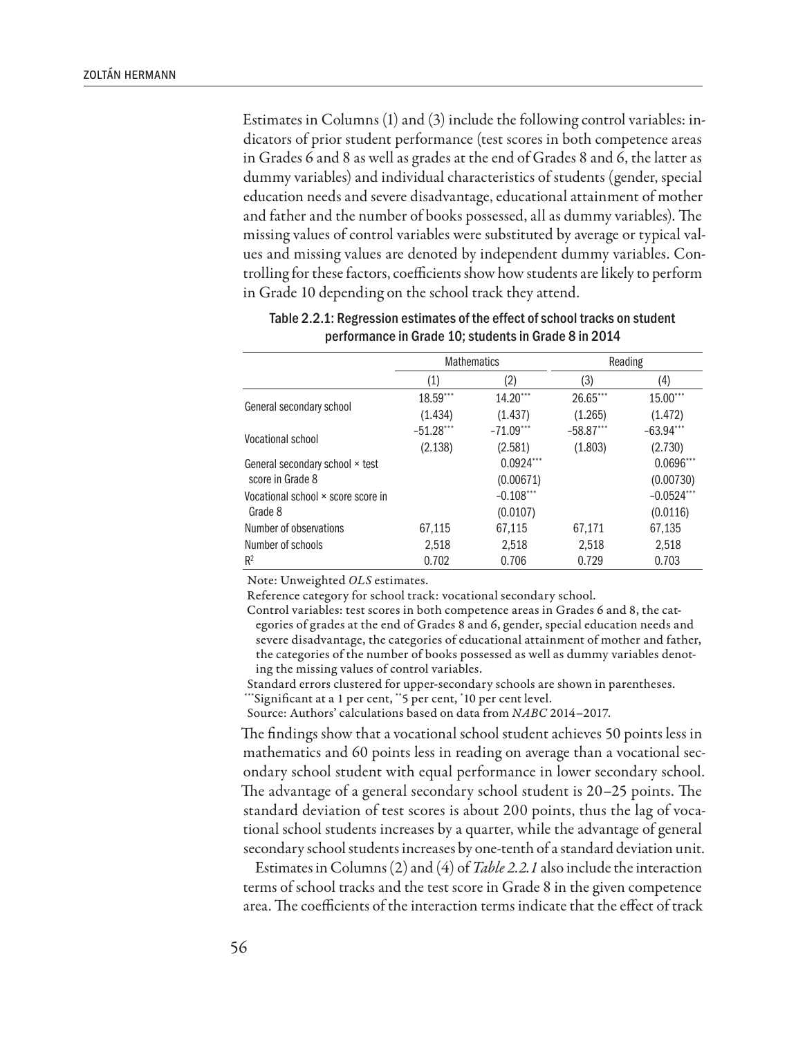Estimates in Columns (1) and (3) include the following control variables: indicators of prior student performance (test scores in both competence areas in Grades 6 and 8 as well as grades at the end of Grades 8 and 6, the latter as dummy variables) and individual characteristics of students (gender, special education needs and severe disadvantage, educational attainment of mother and father and the number of books possessed, all as dummy variables). The missing values of control variables were substituted by average or typical values and missing values are denoted by independent dummy variables. Controlling for these factors, coefficients show how students are likely to perform in Grade 10 depending on the school track they attend.

Table 2.2.1: Regression estimates of the effect of school tracks on student performance in Grade 10; students in Grade 8 in 2014

| | Mathematics | | Reading | |
|---|---|---|---|---|
| | (1) | (2) | (3) | (4) |
| General secondary school | 18.59*** | 14.20*** | 26.65*** | 15.00*** |
| | (1.434) | (1.437) | (1.265) | (1.472) |
| Vocational school | −51.28*** | −71.09*** | −58.87*** | −63.94*** |
| | (2.138) | (2.581) | (1.803) | (2.730) |
| General secondary school × test score in Grade 8 | | 0.0924*** | | 0.0696*** |
| | | (0.00671) | | (0.00730) |
| Vocational school × score score in Grade 8 | | −0.108*** | | −0.0524*** |
| | | (0.0107) | | (0.0116) |
| Number of observations | 67,115 | 67,115 | 67,171 | 67,135 |
| Number of schools | 2,518 | 2,518 | 2,518 | 2,518 |
| $R^2$ | 0.702 | 0.706 | 0.729 | 0.703 |

Note: Unweighted *OLS* estimates.

Reference category for school track: vocational secondary school.

Control variables: test scores in both competence areas in Grades 6 and 8, the categories of grades at the end of Grades 8 and 6, gender, special education needs and severe disadvantage, the categories of educational attainment of mother and father, the categories of the number of books possessed as well as dummy variables denoting the missing values of control variables.

Standard errors clustered for upper-secondary schools are shown in parentheses.

***Significant at a 1 per cent, **5 per cent, *10 per cent level.

Source: Authors' calculations based on data from *NABC* 2014–2017.

The findings show that a vocational school student achieves 50 points less in mathematics and 60 points less in reading on average than a vocational secondary school student with equal performance in lower secondary school. The advantage of a general secondary school student is 20–25 points. The standard deviation of test scores is about 200 points, thus the lag of vocational school students increases by a quarter, while the advantage of general secondary school students increases by one-tenth of a standard deviation unit.

Estimates in Columns (2) and (4) of *Table 2.2.1* also include the interaction terms of school tracks and the test score in Grade 8 in the given competence area. The coefficients of the interaction terms indicate that the effect of track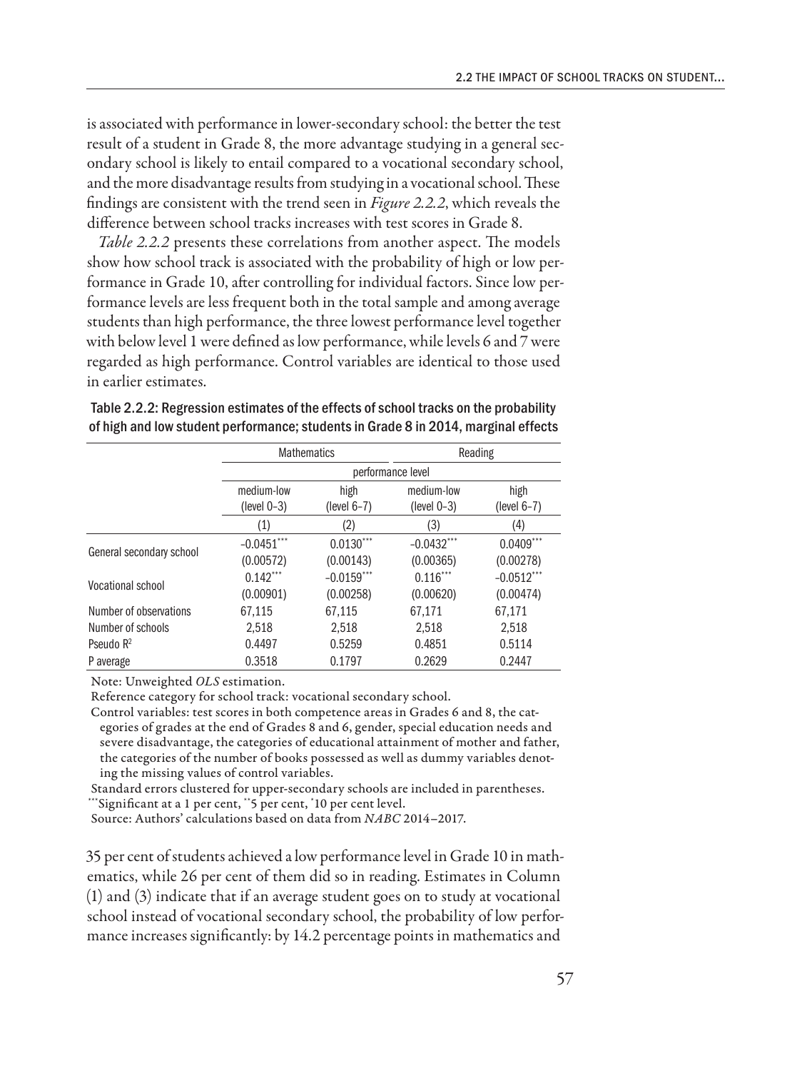is associated with performance in lower-secondary school: the better the test result of a student in Grade 8, the more advantage studying in a general secondary school is likely to entail compared to a vocational secondary school, and the more disadvantage results from studying in a vocational school. These findings are consistent with the trend seen in *Figure 2.2.2*, which reveals the difference between school tracks increases with test scores in Grade 8.

*Table 2.2.2* presents these correlations from another aspect. The models show how school track is associated with the probability of high or low performance in Grade 10, after controlling for individual factors. Since low performance levels are less frequent both in the total sample and among average students than high performance, the three lowest performance level together with below level 1 were defined as low performance, while levels 6 and 7 were regarded as high performance. Control variables are identical to those used in earlier estimates.

Table 2.2.2: Regression estimates of the effects of school tracks on the probability of high and low student performance; students in Grade 8 in 2014, marginal effects

| | Mathematics | | Reading | |
|---|---|---|---|---|
| | performance level | | | |
| | medium-low (level 0–3) | high (level 6–7) | medium-low (level 0–3) | high (level 6–7) |
| | (1) | (2) | (3) | (4) |
| General secondary school | −0.0451*** | 0.0130*** | −0.0432*** | 0.0409*** |
| | (0.00572) | (0.00143) | (0.00365) | (0.00278) |
| Vocational school | 0.142*** | −0.0159*** | 0.116*** | −0.0512*** |
| | (0.00901) | (0.00258) | (0.00620) | (0.00474) |
| Number of observations | 67,115 | 67,115 | 67,171 | 67,171 |
| Number of schools | 2,518 | 2,518 | 2,518 | 2,518 |
| Pseudo $R^2$ | 0.4497 | 0.5259 | 0.4851 | 0.5114 |
| P average | 0.3518 | 0.1797 | 0.2629 | 0.2447 |

Note: Unweighted *OLS* estimation.

Reference category for school track: vocational secondary school.

Control variables: test scores in both competence areas in Grades 6 and 8, the categories of grades at the end of Grades 8 and 6, gender, special education needs and severe disadvantage, the categories of educational attainment of mother and father, the categories of the number of books possessed as well as dummy variables denoting the missing values of control variables.

Standard errors clustered for upper-secondary schools are included in parentheses.

***Significant at a 1 per cent, **5 per cent, *10 per cent level.

Source: Authors' calculations based on data from *NABC* 2014–2017.

35 per cent of students achieved a low performance level in Grade 10 in mathematics, while 26 per cent of them did so in reading. Estimates in Column (1) and (3) indicate that if an average student goes on to study at vocational school instead of vocational secondary school, the probability of low performance increases significantly: by 14.2 percentage points in mathematics and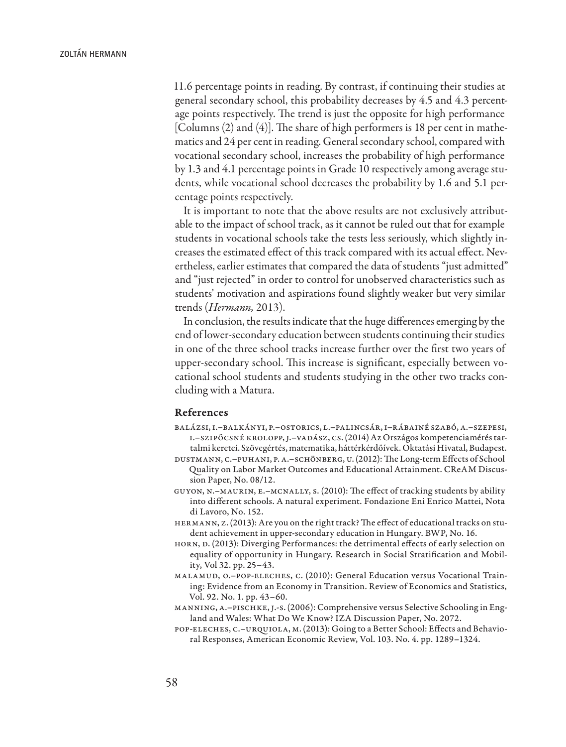11.6 percentage points in reading. By contrast, if continuing their studies at general secondary school, this probability decreases by 4.5 and 4.3 percentage points respectively. The trend is just the opposite for high performance [Columns (2) and (4)]. The share of high performers is 18 per cent in mathematics and 24 per cent in reading. General secondary school, compared with vocational secondary school, increases the probability of high performance by 1.3 and 4.1 percentage points in Grade 10 respectively among average students, while vocational school decreases the probability by 1.6 and 5.1 percentage points respectively.

It is important to note that the above results are not exclusively attributable to the impact of school track, as it cannot be ruled out that for example students in vocational schools take the tests less seriously, which slightly increases the estimated effect of this track compared with its actual effect. Nevertheless, earlier estimates that compared the data of students "just admitted" and "just rejected" in order to control for unobserved characteristics such as students' motivation and aspirations found slightly weaker but very similar trends (*Hermann,* 2013).

In conclusion, the results indicate that the huge differences emerging by the end of lower-secondary education between students continuing their studies in one of the three school tracks increase further over the first two years of upper-secondary school. This increase is significant, especially between vocational school students and students studying in the other two tracks concluding with a Matura.

## References

Balázsi, I.–Balkányi, P.–Ostorics, L.–Palincsár, I–Rábainé Szabó, A.–Szepesi, I.–Szipőcsné Krolopp, J.–Vadász, Cs. (2014) Az Országos kompetenciamérés tartalmi keretei. Szövegértés, matematika, háttérkérdőívek. Oktatási Hivatal, Budapest.

Dustmann, C.–Puhani, P. A.–Schönberg, U. (2012): The Long-term Effects of School Quality on Labor Market Outcomes and Educational Attainment. CReAM Discussion Paper, No. 08/12.

Guyon, N.–Maurin, E.–McNally, S. (2010): The effect of tracking students by ability into different schools. A natural experiment. Fondazione Eni Enrico Mattei, Nota di Lavoro, No. 152.

Hermann, Z. (2013): Are you on the right track? The effect of educational tracks on student achievement in upper-secondary education in Hungary. BWP, No. 16.

Horn, D. (2013): Diverging Performances: the detrimental effects of early selection on equality of opportunity in Hungary. Research in Social Stratification and Mobility, Vol 32. pp. 25–43.

Malamud, O.–Pop-Eleches, C. (2010): General Education versus Vocational Training: Evidence from an Economy in Transition. Review of Economics and Statistics, Vol. 92. No. 1. pp. 43–60.

Manning, A.–Pischke, J.-S. (2006): Comprehensive versus Selective Schooling in England and Wales: What Do We Know? IZA Discussion Paper, No. 2072.

Pop-Eleches, C.–Urquiola, M. (2013): Going to a Better School: Effects and Behavioral Responses, American Economic Review, Vol. 103. No. 4. pp. 1289–1324.